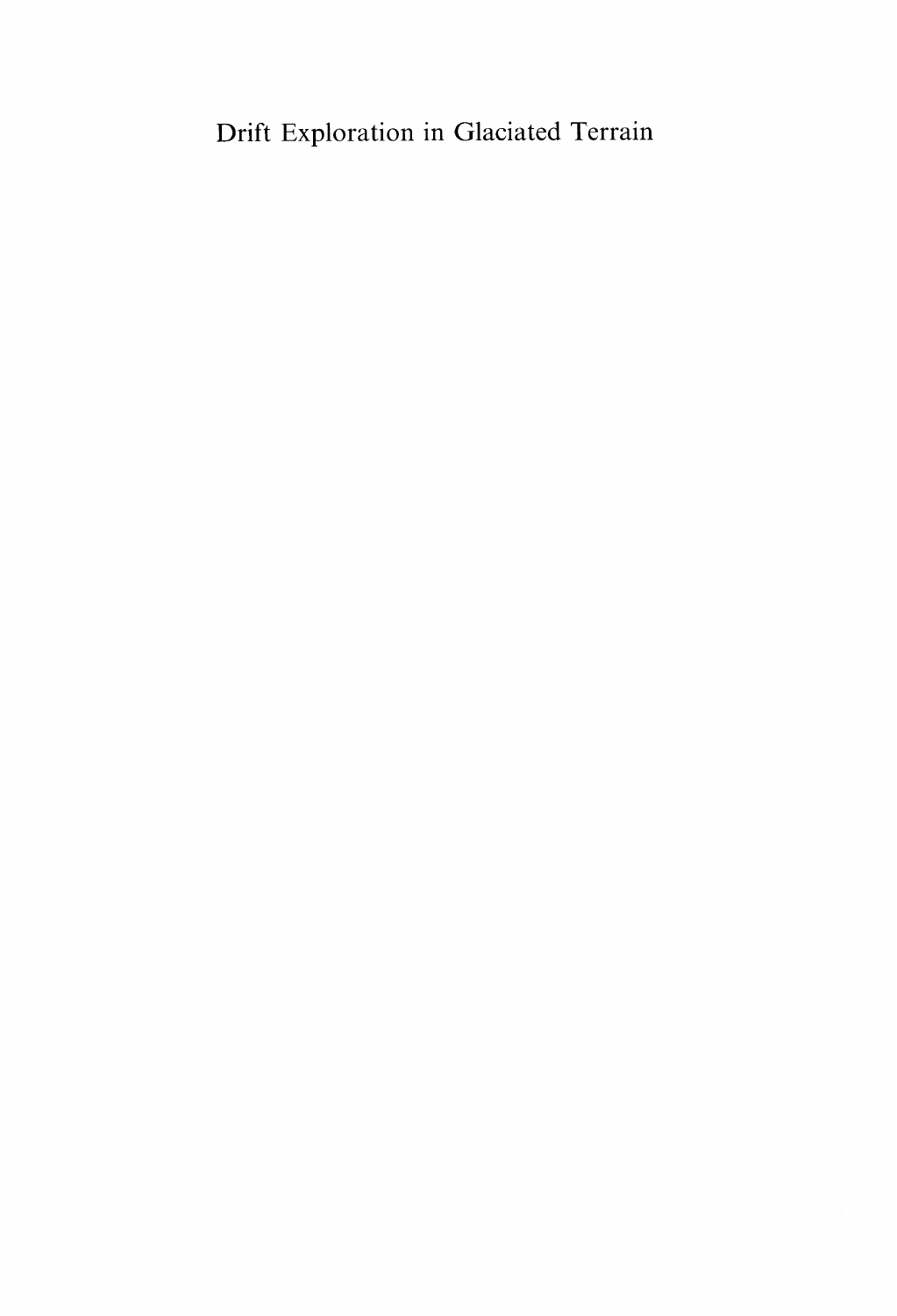# Drift Exploration in Glaciated Terrain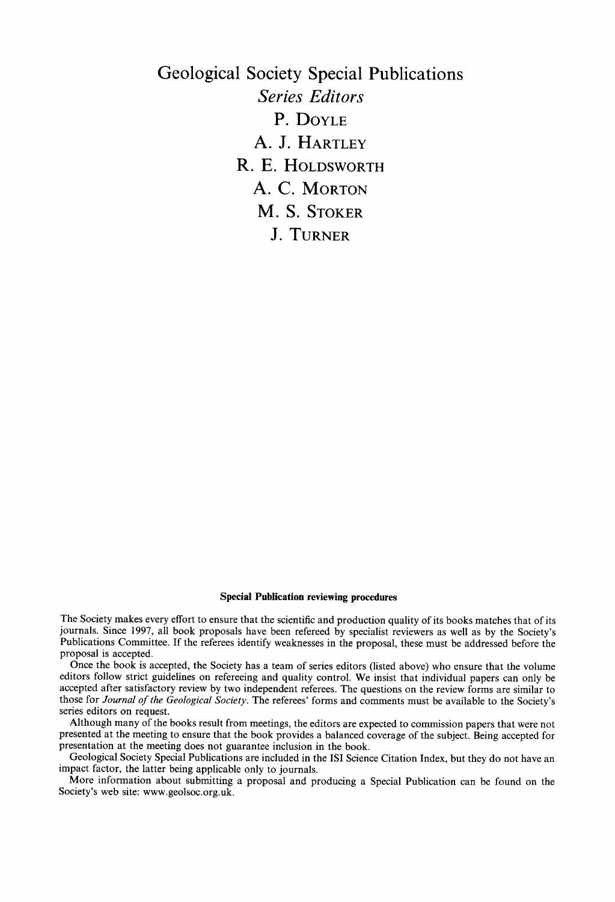# Geological Society Special Publications

*Series Editors*

P. Doyle

A. J. Hartley

R. E. Holdsworth

A. C. Morton

M. S. Stoker

J. Turner

**Special Publication reviewing procedures**

The Society makes every effort to ensure that the scientific and production quality of its books matches that of its journals. Since 1997, all book proposals have been refereed by specialist reviewers as well as by the Society's Publications Committee. If the referees identify weaknesses in the proposal, these must be addressed before the proposal is accepted.

Once the book is accepted, the Society has a team of series editors (listed above) who ensure that the volume editors follow strict guidelines on refereeing and quality control. We insist that individual papers can only be accepted after satisfactory review by two independent referees. The questions on the review forms are similar to those for *Journal of the Geological Society*. The referees' forms and comments must be available to the Society's series editors on request.

Although many of the books result from meetings, the editors are expected to commission papers that were not presented at the meeting to ensure that the book provides a balanced coverage of the subject. Being accepted for presentation at the meeting does not guarantee inclusion in the book.

Geological Society Special Publications are included in the ISI Science Citation Index, but they do not have an impact factor, the latter being applicable only to journals.

More information about submitting a proposal and producing a Special Publication can be found on the Society's web site: www.geolsoc.org.uk.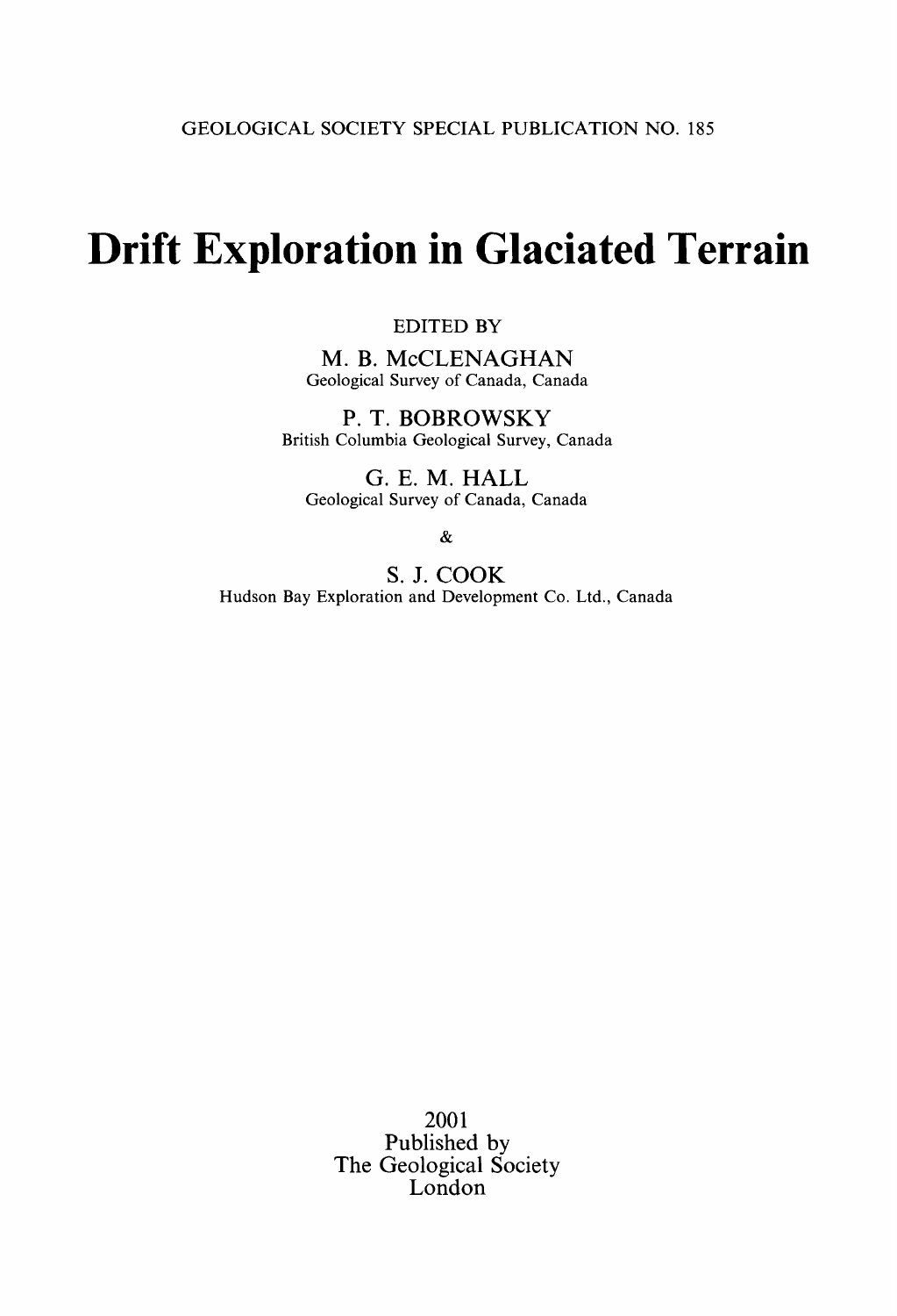GEOLOGICAL SOCIETY SPECIAL PUBLICATION NO. 185

# Drift Exploration in Glaciated Terrain

EDITED BY

M. B. McCLENAGHAN
Geological Survey of Canada, Canada

P. T. BOBROWSKY
British Columbia Geological Survey, Canada

G. E. M. HALL
Geological Survey of Canada, Canada

&

S. J. COOK
Hudson Bay Exploration and Development Co. Ltd., Canada

2001
Published by
The Geological Society
London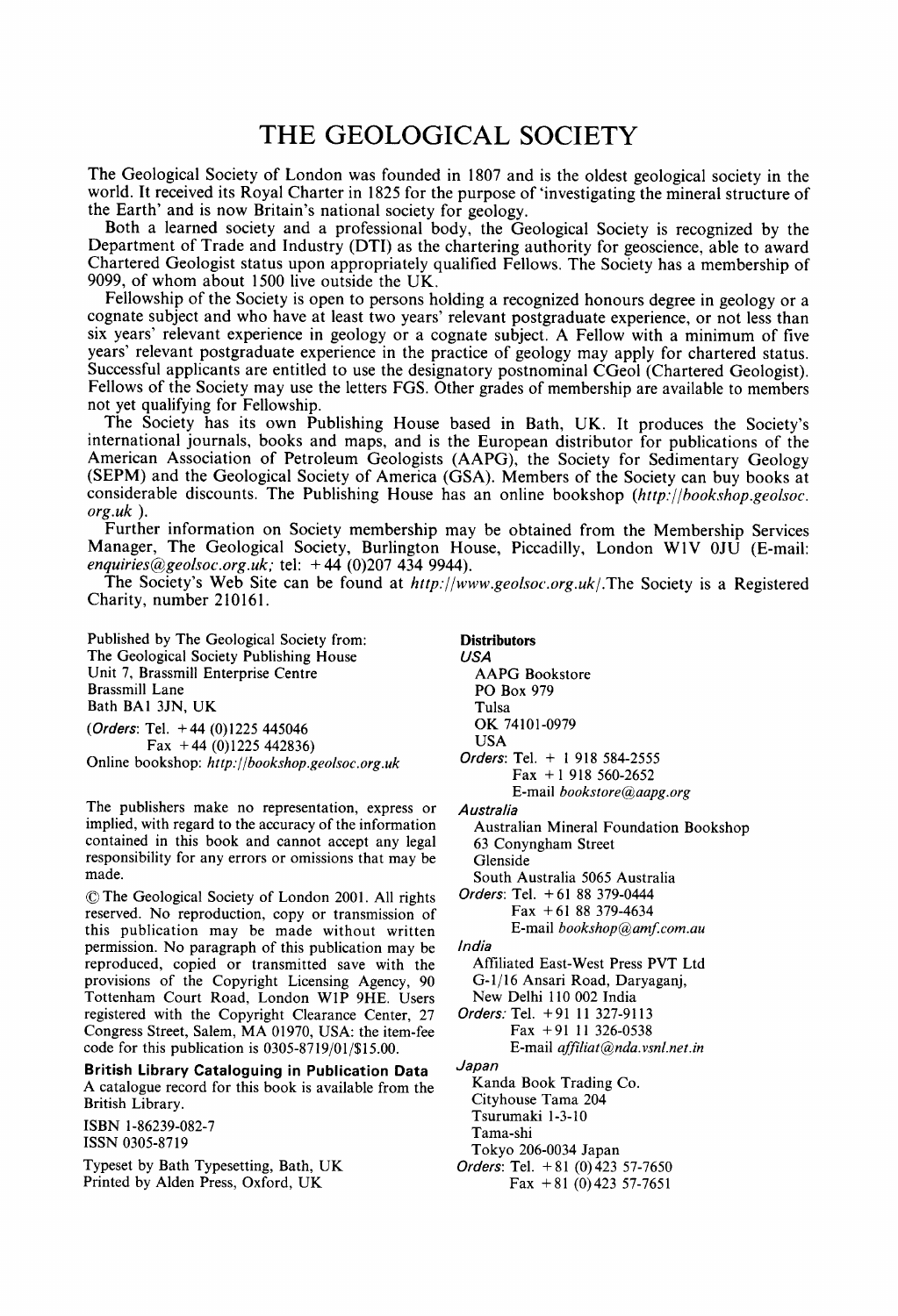# THE GEOLOGICAL SOCIETY

The Geological Society of London was founded in 1807 and is the oldest geological society in the world. It received its Royal Charter in 1825 for the purpose of 'investigating the mineral structure of the Earth' and is now Britain's national society for geology.

Both a learned society and a professional body, the Geological Society is recognized by the Department of Trade and Industry (DTI) as the chartering authority for geoscience, able to award Chartered Geologist status upon appropriately qualified Fellows. The Society has a membership of 9099, of whom about 1500 live outside the UK.

Fellowship of the Society is open to persons holding a recognized honours degree in geology or a cognate subject and who have at least two years' relevant postgraduate experience, or not less than six years' relevant experience in geology or a cognate subject. A Fellow with a minimum of five years' relevant postgraduate experience in the practice of geology may apply for chartered status. Successful applicants are entitled to use the designatory postnominal CGeol (Chartered Geologist). Fellows of the Society may use the letters FGS. Other grades of membership are available to members not yet qualifying for Fellowship.

The Society has its own Publishing House based in Bath, UK. It produces the Society's international journals, books and maps, and is the European distributor for publications of the American Association of Petroleum Geologists (AAPG), the Society for Sedimentary Geology (SEPM) and the Geological Society of America (GSA). Members of the Society can buy books at considerable discounts. The Publishing House has an online bookshop (*http://bookshop.geolsoc.org.uk* ).

Further information on Society membership may be obtained from the Membership Services Manager, The Geological Society, Burlington House, Piccadilly, London W1V 0JU (E-mail: *enquiries@geolsoc.org.uk;* tel: +44 (0)207 434 9944).

The Society's Web Site can be found at *http://www.geolsoc.org.uk/*.The Society is a Registered Charity, number 210161.

Published by The Geological Society from:
The Geological Society Publishing House
Unit 7, Brassmill Enterprise Centre
Brassmill Lane
Bath BA1 3JN, UK

(*Orders*: Tel. +44 (0)1225 445046
Fax +44 (0)1225 442836)
Online bookshop: *http://bookshop.geolsoc.org.uk*

The publishers make no representation, express or implied, with regard to the accuracy of the information contained in this book and cannot accept any legal responsibility for any errors or omissions that may be made.

© The Geological Society of London 2001. All rights reserved. No reproduction, copy or transmission of this publication may be made without written permission. No paragraph of this publication may be reproduced, copied or transmitted save with the provisions of the Copyright Licensing Agency, 90 Tottenham Court Road, London W1P 9HE. Users registered with the Copyright Clearance Center, 27 Congress Street, Salem, MA 01970, USA: the item-fee code for this publication is 0305-8719/01/$15.00.

**British Library Cataloguing in Publication Data**
A catalogue record for this book is available from the British Library.

ISBN 1-86239-082-7
ISSN 0305-8719

Typeset by Bath Typesetting, Bath, UK
Printed by Alden Press, Oxford, UK

**Distributors**

*USA*
AAPG Bookstore
PO Box 979
Tulsa
OK 74101-0979
USA
*Orders*: Tel. + 1 918 584-2555
Fax +1 918 560-2652
E-mail *bookstore@aapg.org*

*Australia*
Australian Mineral Foundation Bookshop
63 Conyngham Street
Glenside
South Australia 5065 Australia
*Orders*: Tel. +61 88 379-0444
Fax +61 88 379-4634
E-mail *bookshop@amf.com.au*

*India*
Affiliated East-West Press PVT Ltd
G-1/16 Ansari Road, Daryaganj,
New Delhi 110 002 India
*Orders:* Tel. +91 11 327-9113
Fax +91 11 326-0538
E-mail *affiliat@nda.vsnl.net.in*

*Japan*
Kanda Book Trading Co.
Cityhouse Tama 204
Tsurumaki 1-3-10
Tama-shi
Tokyo 206-0034 Japan
*Orders*: Tel. +81 (0)423 57-7650
Fax +81 (0)423 57-7651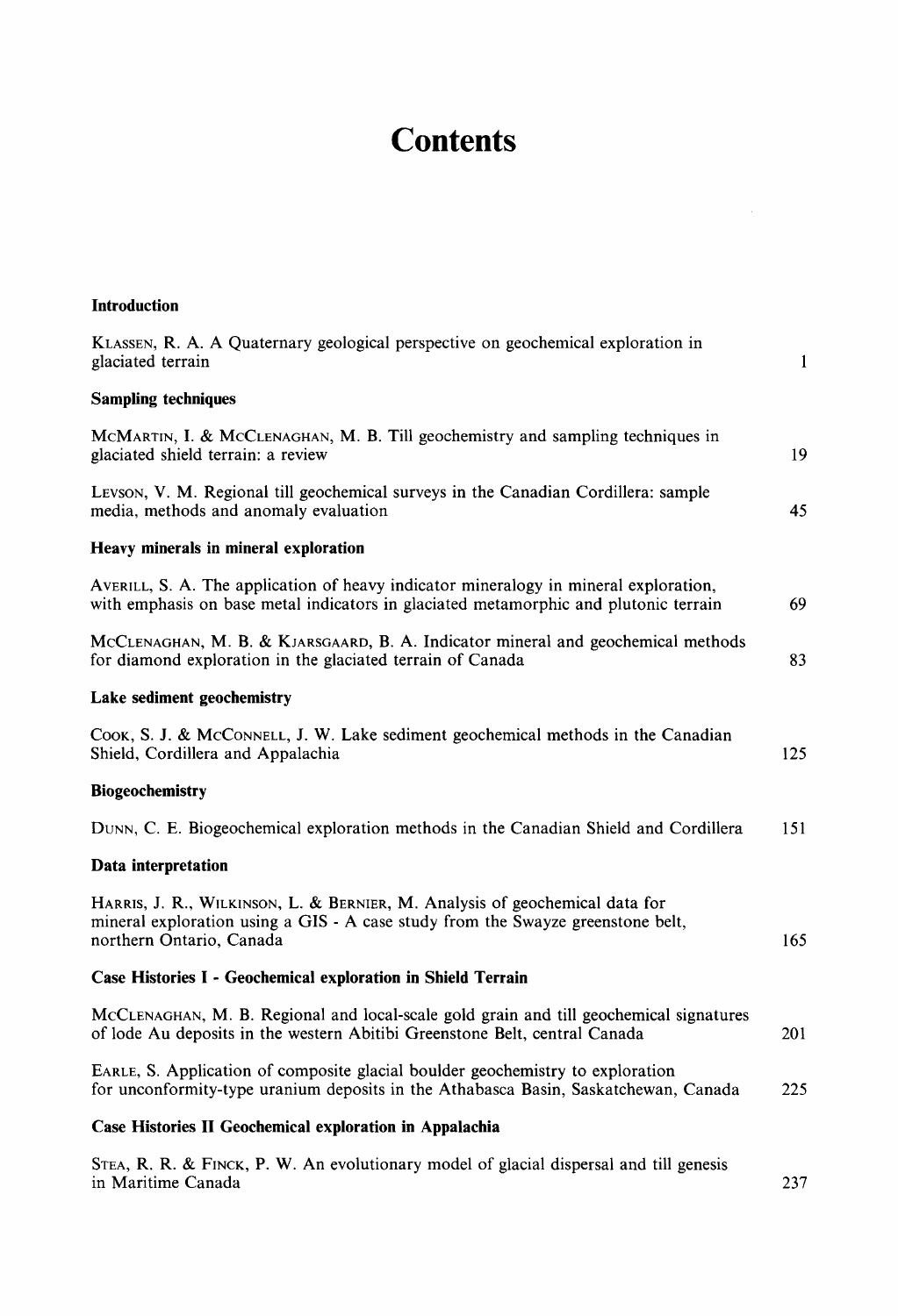# Contents

**Introduction**

KLASSEN, R. A. A Quaternary geological perspective on geochemical exploration in glaciated terrain — 1

**Sampling techniques**

MCMARTIN, I. & MCCLENAGHAN, M. B. Till geochemistry and sampling techniques in glaciated shield terrain: a review — 19

LEVSON, V. M. Regional till geochemical surveys in the Canadian Cordillera: sample media, methods and anomaly evaluation — 45

**Heavy minerals in mineral exploration**

AVERILL, S. A. The application of heavy indicator mineralogy in mineral exploration, with emphasis on base metal indicators in glaciated metamorphic and plutonic terrain — 69

MCCLENAGHAN, M. B. & KJARSGAARD, B. A. Indicator mineral and geochemical methods for diamond exploration in the glaciated terrain of Canada — 83

**Lake sediment geochemistry**

COOK, S. J. & MCCONNELL, J. W. Lake sediment geochemical methods in the Canadian Shield, Cordillera and Appalachia — 125

**Biogeochemistry**

DUNN, C. E. Biogeochemical exploration methods in the Canadian Shield and Cordillera — 151

**Data interpretation**

HARRIS, J. R., WILKINSON, L. & BERNIER, M. Analysis of geochemical data for mineral exploration using a GIS - A case study from the Swayze greenstone belt, northern Ontario, Canada — 165

**Case Histories I - Geochemical exploration in Shield Terrain**

MCCLENAGHAN, M. B. Regional and local-scale gold grain and till geochemical signatures of lode Au deposits in the western Abitibi Greenstone Belt, central Canada — 201

EARLE, S. Application of composite glacial boulder geochemistry to exploration for unconformity-type uranium deposits in the Athabasca Basin, Saskatchewan, Canada — 225

**Case Histories II Geochemical exploration in Appalachia**

STEA, R. R. & FINCK, P. W. An evolutionary model of glacial dispersal and till genesis in Maritime Canada — 237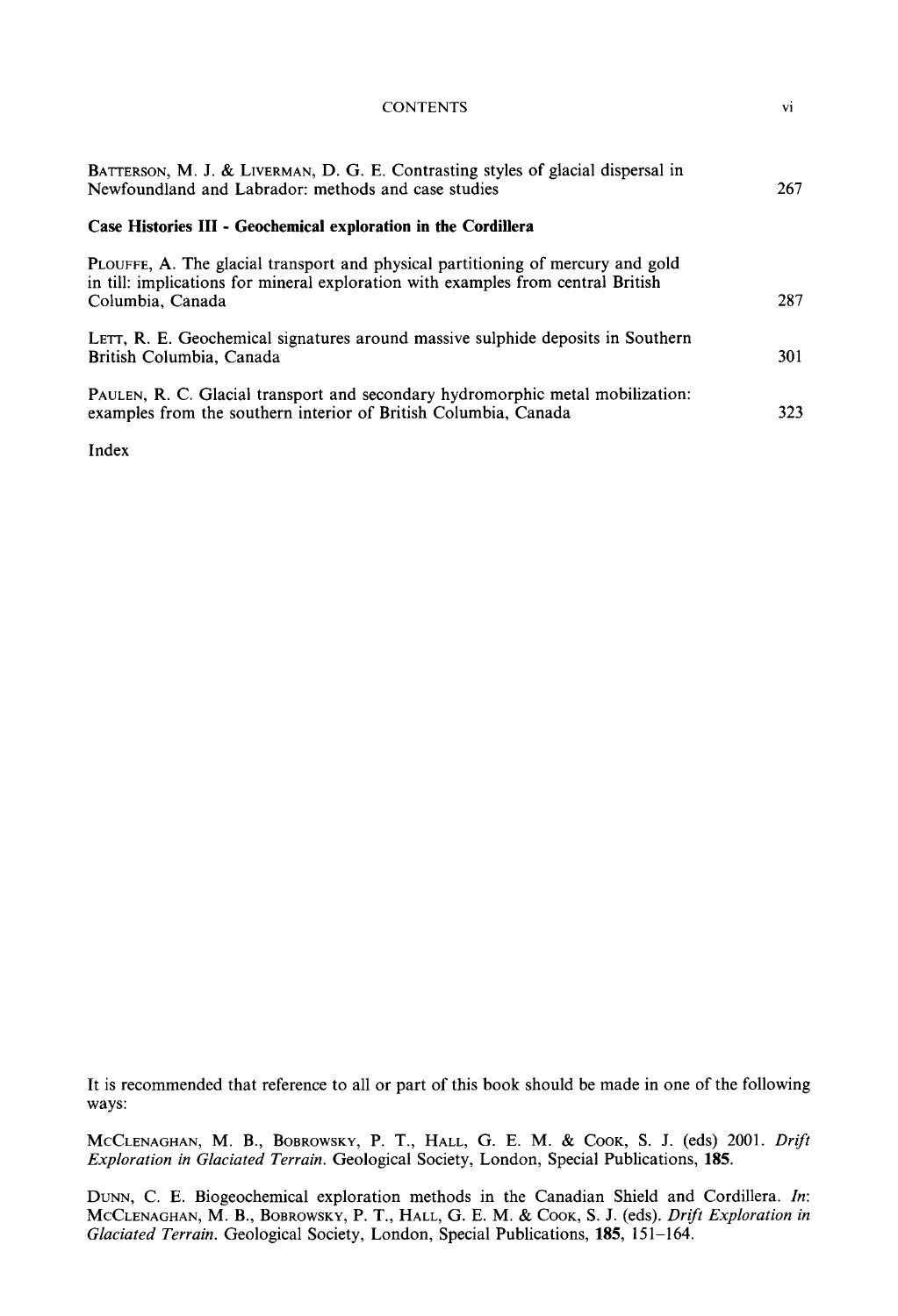BATTERSON, M. J. & LIVERMAN, D. G. E. Contrasting styles of glacial dispersal in Newfoundland and Labrador: methods and case studies 267

**Case Histories III - Geochemical exploration in the Cordillera**

PLOUFFE, A. The glacial transport and physical partitioning of mercury and gold in till: implications for mineral exploration with examples from central British Columbia, Canada 287

LETT, R. E. Geochemical signatures around massive sulphide deposits in Southern British Columbia, Canada 301

PAULEN, R. C. Glacial transport and secondary hydromorphic metal mobilization: examples from the southern interior of British Columbia, Canada 323

Index

It is recommended that reference to all or part of this book should be made in one of the following ways:

MCCLENAGHAN, M. B., BOBROWSKY, P. T., HALL, G. E. M. & COOK, S. J. (eds) 2001. *Drift Exploration in Glaciated Terrain.* Geological Society, London, Special Publications, **185**.

DUNN, C. E. Biogeochemical exploration methods in the Canadian Shield and Cordillera. *In*: MCCLENAGHAN, M. B., BOBROWSKY, P. T., HALL, G. E. M. & COOK, S. J. (eds). *Drift Exploration in Glaciated Terrain.* Geological Society, London, Special Publications, **185**, 151–164.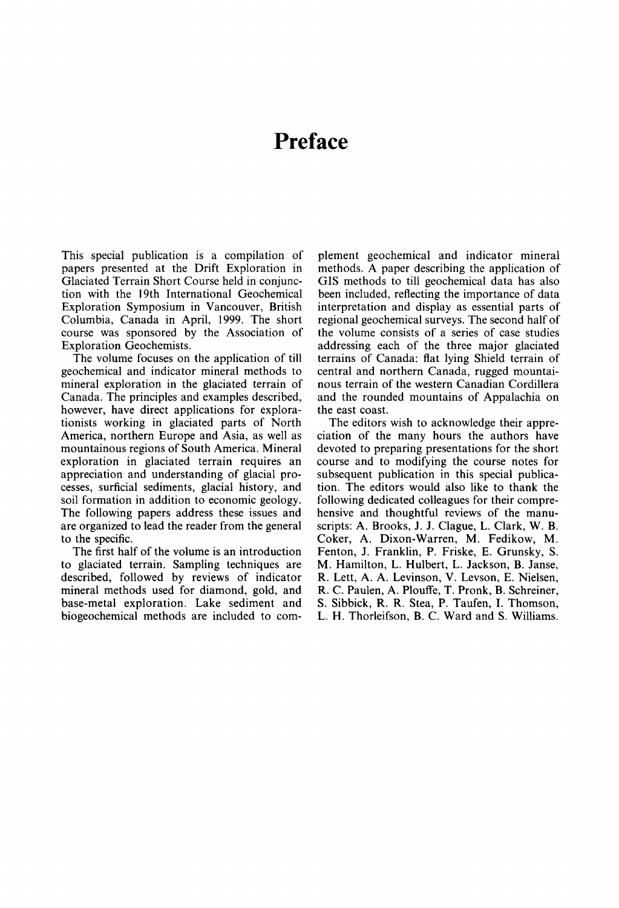# Preface

This special publication is a compilation of papers presented at the Drift Exploration in Glaciated Terrain Short Course held in conjunction with the 19th International Geochemical Exploration Symposium in Vancouver, British Columbia, Canada in April, 1999. The short course was sponsored by the Association of Exploration Geochemists.

The volume focuses on the application of till geochemical and indicator mineral methods to mineral exploration in the glaciated terrain of Canada. The principles and examples described, however, have direct applications for explorationists working in glaciated parts of North America, northern Europe and Asia, as well as mountainous regions of South America. Mineral exploration in glaciated terrain requires an appreciation and understanding of glacial processes, surficial sediments, glacial history, and soil formation in addition to economic geology. The following papers address these issues and are organized to lead the reader from the general to the specific.

The first half of the volume is an introduction to glaciated terrain. Sampling techniques are described, followed by reviews of indicator mineral methods used for diamond, gold, and base-metal exploration. Lake sediment and biogeochemical methods are included to complement geochemical and indicator mineral methods. A paper describing the application of GIS methods to till geochemical data has also been included, reflecting the importance of data interpretation and display as essential parts of regional geochemical surveys. The second half of the volume consists of a series of case studies addressing each of the three major glaciated terrains of Canada: flat lying Shield terrain of central and northern Canada, rugged mountainous terrain of the western Canadian Cordillera and the rounded mountains of Appalachia on the east coast.

The editors wish to acknowledge their appreciation of the many hours the authors have devoted to preparing presentations for the short course and to modifying the course notes for subsequent publication in this special publication. The editors would also like to thank the following dedicated colleagues for their comprehensive and thoughtful reviews of the manuscripts: A. Brooks, J. J. Clague, L. Clark, W. B. Coker, A. Dixon-Warren, M. Fedikow, M. Fenton, J. Franklin, P. Friske, E. Grunsky, S. M. Hamilton, L. Hulbert, L. Jackson, B. Janse, R. Lett, A. A. Levinson, V. Levson, E. Nielsen, R. C. Paulen, A. Plouffe, T. Pronk, B. Schreiner, S. Sibbick, R. R. Stea, P. Taufen, I. Thomson, L. H. Thorleifson, B. C. Ward and S. Williams.